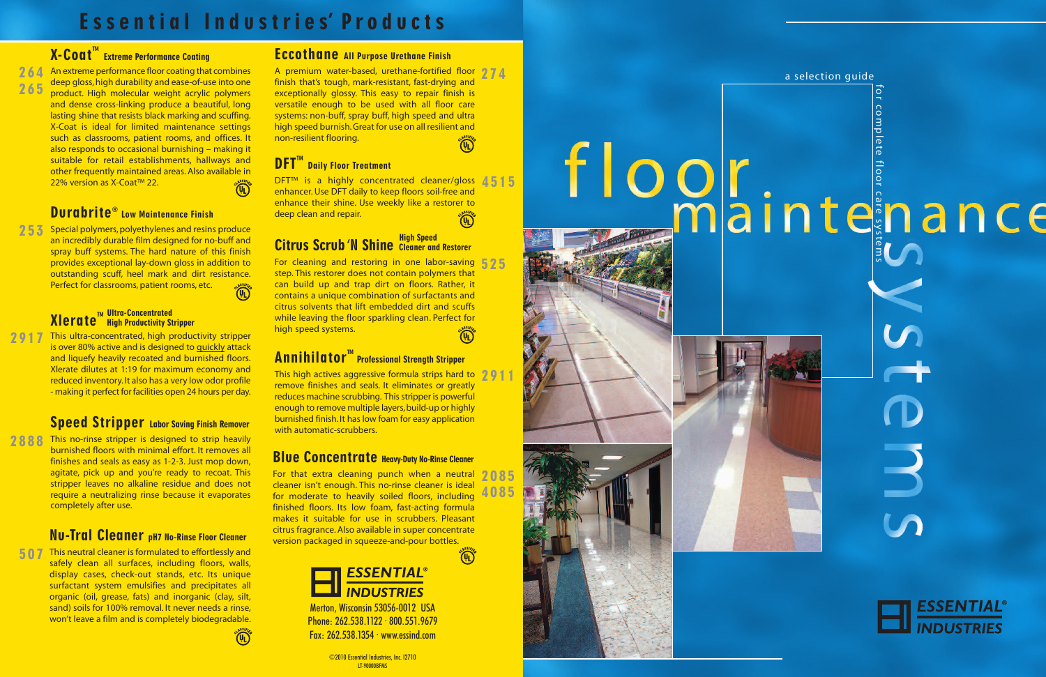# Essential Industries' Products

## X-Coat™ Extreme Performance Coating

**264**
**265**

An extreme performance floor coating that combines deep gloss, high durability and ease-of-use into one product. High molecular weight acrylic polymers and dense cross-linking produce a beautiful, long lasting shine that resists black marking and scuffing. X-Coat is ideal for limited maintenance settings such as classrooms, patient rooms, and offices. It also responds to occasional burnishing – making it suitable for retail establishments, hallways and other frequently maintained areas. Also available in 22% version as X-Coat™ 22.

## Durabrite® Low Maintenance Finish

**253**

Special polymers, polyethylenes and resins produce an incredibly durable film designed for no-buff and spray buff systems. The hard nature of this finish provides exceptional lay-down gloss in addition to outstanding scuff, heel mark and dirt resistance. Perfect for classrooms, patient rooms, etc.

## Xlerate™ Ultra-Concentrated High Productivity Stripper

**2917**

This ultra-concentrated, high productivity stripper is over 80% active and is designed to quickly attack and liquefy heavily recoated and burnished floors. Xlerate dilutes at 1:19 for maximum economy and reduced inventory. It also has a very low odor profile - making it perfect for facilities open 24 hours per day.

## Speed Stripper Labor Saving Finish Remover

**2888**

This no-rinse stripper is designed to strip heavily burnished floors with minimal effort. It removes all finishes and seals as easy as 1-2-3. Just mop down, agitate, pick up and you're ready to recoat. This stripper leaves no alkaline residue and does not require a neutralizing rinse because it evaporates completely after use.

## Nu-Tral Cleaner pH7 No-Rinse Floor Cleaner

**507**

This neutral cleaner is formulated to effortlessly and safely clean all surfaces, including floors, walls, display cases, check-out stands, etc. Its unique surfactant system emulsifies and precipitates all organic (oil, grease, fats) and inorganic (clay, silt, sand) soils for 100% removal. It never needs a rinse, won't leave a film and is completely biodegradable.

## Eccothane All Purpose Urethane Finish

**274**

A premium water-based, urethane-fortified floor finish that's tough, mark-resistant, fast-drying and exceptionally glossy. This easy to repair finish is versatile enough to be used with all floor care systems: non-buff, spray buff, high speed and ultra high speed burnish. Great for use on all resilient and non-resilient flooring.

## DFT™ Daily Floor Treatment

**4515**

DFT™ is a highly concentrated cleaner/gloss enhancer. Use DFT daily to keep floors soil-free and enhance their shine. Use weekly like a restorer to deep clean and repair.

## Citrus Scrub 'N Shine High Speed Cleaner and Restorer

**525**

For cleaning and restoring in one labor-saving step. This restorer does not contain polymers that can build up and trap dirt on floors. Rather, it contains a unique combination of surfactants and citrus solvents that lift embedded dirt and scuffs while leaving the floor sparkling clean. Perfect for high speed systems.

## Annihilator™ Professional Strength Stripper

**2911**

This high actives aggressive formula strips hard to remove finishes and seals. It eliminates or greatly reduces machine scrubbing. This stripper is powerful enough to remove multiple layers, build-up or highly burnished finish. It has low foam for easy application with automatic-scrubbers.

## Blue Concentrate Heavy-Duty No-Rinse Cleaner

**2085**
**4085**

For that extra cleaning punch when a neutral cleaner isn't enough. This no-rinse cleaner is ideal for moderate to heavily soiled floors, including finished floors. Its low foam, fast-acting formula makes it suitable for use in scrubbers. Pleasant citrus fragrance. Also available in super concentrate version packaged in squeeze-and-pour bottles.

**ESSENTIAL® INDUSTRIES**

Merton, Wisconsin 53056-0012 USA
Phone: 262.538.1122 · 800.551.9679
Fax: 262.538.1354 · www.essind.com

©2010 Essential Industries, Inc. I2710
LT-90000BFMS

a selection guide

# floor maintenance systems

for complete floor care systems

**ESSENTIAL® INDUSTRIES**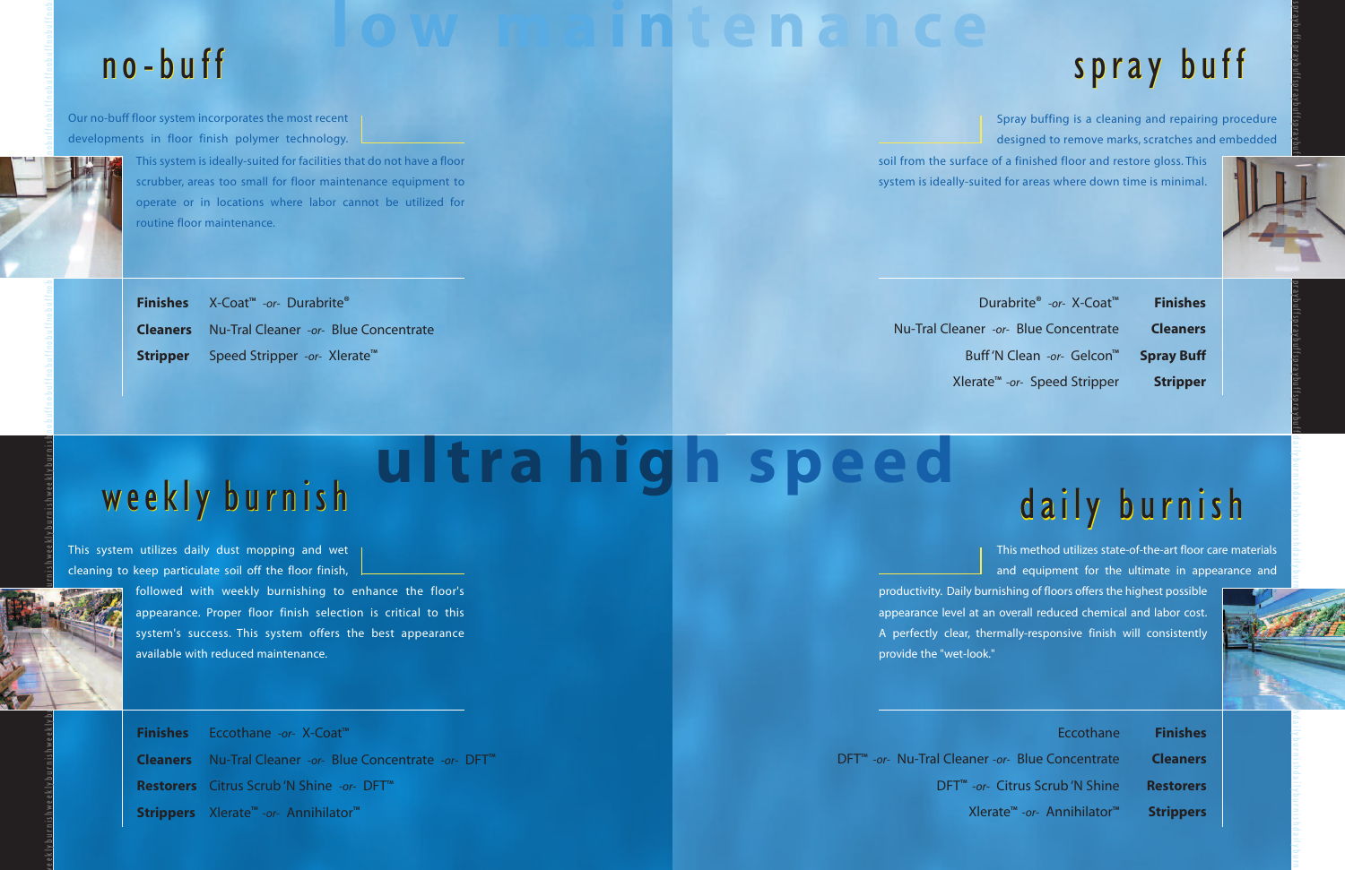# low maintenance

## no-buff

Our no-buff floor system incorporates the most recent developments in floor finish polymer technology. This system is ideally-suited for facilities that do not have a floor scrubber, areas too small for floor maintenance equipment to operate or in locations where labor cannot be utilized for routine floor maintenance.

| | |
|---|---|
| **Finishes** | X-Coat™ *-or-* Durabrite® |
| **Cleaners** | Nu-Tral Cleaner *-or-* Blue Concentrate |
| **Stripper** | Speed Stripper *-or-* Xlerate™ |

## spray buff

Spray buffing is a cleaning and repairing procedure designed to remove marks, scratches and embedded soil from the surface of a finished floor and restore gloss. This system is ideally-suited for areas where down time is minimal.

| | |
|---|---|
| **Finishes** | Durabrite® *-or-* X-Coat™ |
| **Cleaners** | Nu-Tral Cleaner *-or-* Blue Concentrate |
| **Spray Buff** | Buff 'N Clean *-or-* Gelcon™ |
| **Stripper** | Xlerate™ *-or-* Speed Stripper |

# ultra high speed

## weekly burnish

This system utilizes daily dust mopping and wet cleaning to keep particulate soil off the floor finish, followed with weekly burnishing to enhance the floor's appearance. Proper floor finish selection is critical to this system's success. This system offers the best appearance available with reduced maintenance.

| | |
|---|---|
| **Finishes** | Eccothane *-or-* X-Coat™ |
| **Cleaners** | Nu-Tral Cleaner *-or-* Blue Concentrate *-or-* DFT™ |
| **Restorers** | Citrus Scrub 'N Shine *-or-* DFT™ |
| **Strippers** | Xlerate™ *-or-* Annihilator™ |

## daily burnish

This method utilizes state-of-the-art floor care materials and equipment for the ultimate in appearance and productivity. Daily burnishing of floors offers the highest possible appearance level at an overall reduced chemical and labor cost. A perfectly clear, thermally-responsive finish will consistently provide the "wet-look."

| | |
|---|---|
| **Finishes** | Eccothane |
| **Cleaners** | DFT™ *-or-* Nu-Tral Cleaner *-or-* Blue Concentrate |
| **Restorers** | DFT™ *-or-* Citrus Scrub 'N Shine |
| **Strippers** | Xlerate™ *-or-* Annihilator™ |